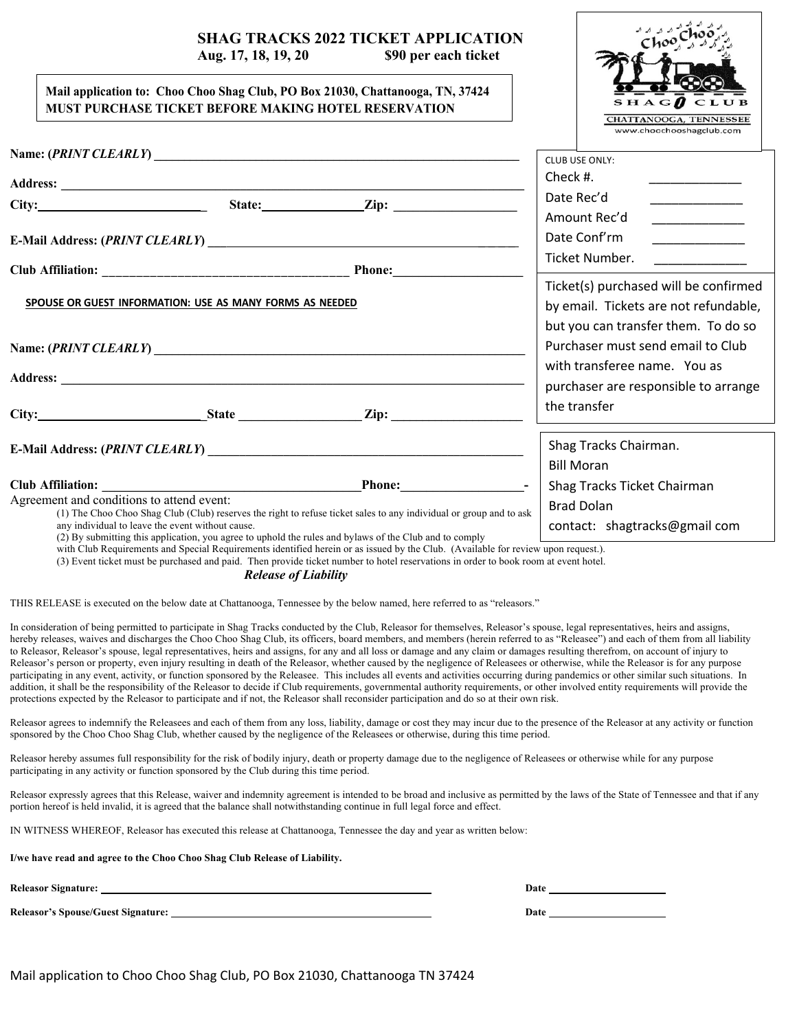# SHAG TRACKS 2022 TICKET APPLICATION

**Aug. 17, 18, 19, 20 $90 per each ticket**

**Mail application to: Choo Choo Shag Club, PO Box 21030, Chattanooga, TN, 37424**
**MUST PURCHASE TICKET BEFORE MAKING HOTEL RESERVATION**

Choo Choo SHAG CLUB
CHATTANOOGA, TENNESSEE
www.choochooshagclub.com

CLUB USE ONLY:
Check #. ____________
Date Rec'd ____________
Amount Rec'd ____________
Date Conf'rm ____________
Ticket Number. ____________

Ticket(s) purchased will be confirmed by email. Tickets are not refundable, but you can transfer them. To do so Purchaser must send email to Club with transferee name. You as purchaser are responsible to arrange the transfer

Shag Tracks Chairman.
Bill Moran
Shag Tracks Ticket Chairman
Brad Dolan
contact: shagtracks@gmail com

**Name: (*PRINT CLEARLY*)** ____________________________________________

**Address:** ____________________________________________

**City:** ____________________ **State:** ____________ **Zip:** ______________

**E-Mail Address: (*PRINT CLEARLY*)** ____________________________________________

**Club Affiliation:** ______________________________ **Phone:** ______________

**SPOUSE OR GUEST INFORMATION: USE AS MANY FORMS AS NEEDED**

**Name: (*PRINT CLEARLY*)** ____________________________________________

**Address:** ____________________________________________

**City:** ____________________ **State** ______________ **Zip:** ______________

**E-Mail Address: (*PRINT CLEARLY*)** ____________________________________________

**Club Affiliation:** ______________________________ **Phone:** ______________-

Agreement and conditions to attend event:

(1) The Choo Choo Shag Club (Club) reserves the right to refuse ticket sales to any individual or group and to ask any individual to leave the event without cause.
(2) By submitting this application, you agree to uphold the rules and bylaws of the Club and to comply with Club Requirements and Special Requirements identified herein or as issued by the Club. (Available for review upon request.).
(3) Event ticket must be purchased and paid. Then provide ticket number to hotel reservations in order to book room at event hotel.

## *Release of Liability*

THIS RELEASE is executed on the below date at Chattanooga, Tennessee by the below named, here referred to as "releasors."

In consideration of being permitted to participate in Shag Tracks conducted by the Club, Releasor for themselves, Releasor's spouse, legal representatives, heirs and assigns, hereby releases, waives and discharges the Choo Choo Shag Club, its officers, board members, and members (herein referred to as "Releasee") and each of them from all liability to Releasor, Releasor's spouse, legal representatives, heirs and assigns, for any and all loss or damage and any claim or damages resulting therefrom, on account of injury to Releasor's person or property, even injury resulting in death of the Releasor, whether caused by the negligence of Releasees or otherwise, while the Releasor is for any purpose participating in any event, activity, or function sponsored by the Releasee. This includes all events and activities occurring during pandemics or other similar such situations. In addition, it shall be the responsibility of the Releasor to decide if Club requirements, governmental authority requirements, or other involved entity requirements will provide the protections expected by the Releasor to participate and if not, the Releasor shall reconsider participation and do so at their own risk.

Releasor agrees to indemnify the Releasees and each of them from any loss, liability, damage or cost they may incur due to the presence of the Releasor at any activity or function sponsored by the Choo Choo Shag Club, whether caused by the negligence of the Releasees or otherwise, during this time period.

Releasor hereby assumes full responsibility for the risk of bodily injury, death or property damage due to the negligence of Releasees or otherwise while for any purpose participating in any activity or function sponsored by the Club during this time period.

Releasor expressly agrees that this Release, waiver and indemnity agreement is intended to be broad and inclusive as permitted by the laws of the State of Tennessee and that if any portion hereof is held invalid, it is agreed that the balance shall notwithstanding continue in full legal force and effect.

IN WITNESS WHEREOF, Releasor has executed this release at Chattanooga, Tennessee the day and year as written below:

**I/we have read and agree to the Choo Choo Shag Club Release of Liability.**

**Releasor Signature:** ________________________________ **Date** ______________

**Releasor's Spouse/Guest Signature:** ________________________________ **Date** ______________

Mail application to Choo Choo Shag Club, PO Box 21030, Chattanooga TN 37424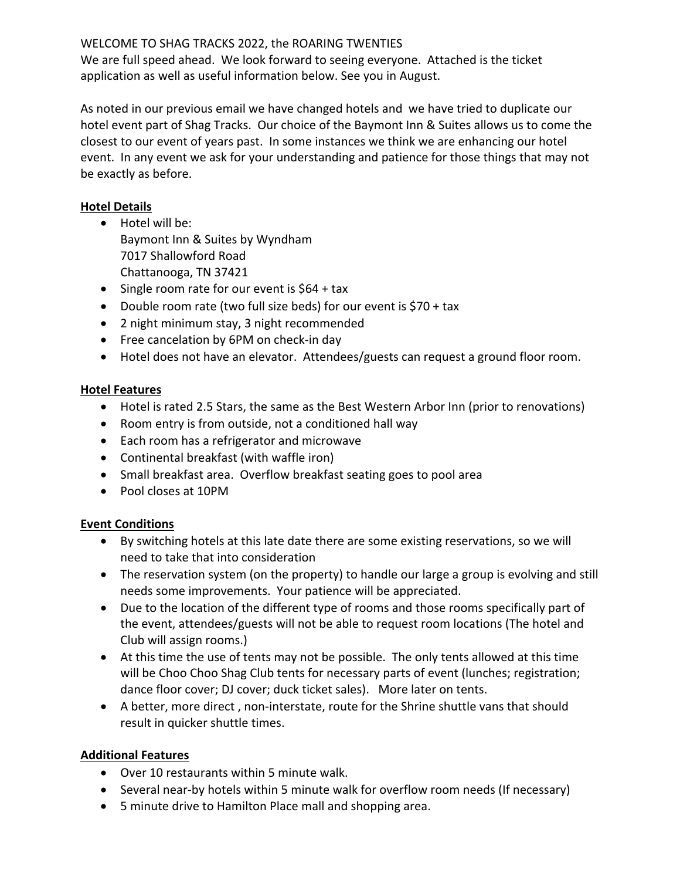WELCOME TO SHAG TRACKS 2022, the ROARING TWENTIES
We are full speed ahead. We look forward to seeing everyone. Attached is the ticket application as well as useful information below. See you in August.

As noted in our previous email we have changed hotels and we have tried to duplicate our hotel event part of Shag Tracks. Our choice of the Baymont Inn & Suites allows us to come the closest to our event of years past. In some instances we think we are enhancing our hotel event. In any event we ask for your understanding and patience for those things that may not be exactly as before.

**Hotel Details**

- Hotel will be:
  Baymont Inn & Suites by Wyndham
  7017 Shallowford Road
  Chattanooga, TN 37421
- Single room rate for our event is $64 + tax
- Double room rate (two full size beds) for our event is $70 + tax
- 2 night minimum stay, 3 night recommended
- Free cancelation by 6PM on check-in day
- Hotel does not have an elevator. Attendees/guests can request a ground floor room.

**Hotel Features**

- Hotel is rated 2.5 Stars, the same as the Best Western Arbor Inn (prior to renovations)
- Room entry is from outside, not a conditioned hall way
- Each room has a refrigerator and microwave
- Continental breakfast (with waffle iron)
- Small breakfast area. Overflow breakfast seating goes to pool area
- Pool closes at 10PM

**Event Conditions**

- By switching hotels at this late date there are some existing reservations, so we will need to take that into consideration
- The reservation system (on the property) to handle our large a group is evolving and still needs some improvements. Your patience will be appreciated.
- Due to the location of the different type of rooms and those rooms specifically part of the event, attendees/guests will not be able to request room locations (The hotel and Club will assign rooms.)
- At this time the use of tents may not be possible. The only tents allowed at this time will be Choo Choo Shag Club tents for necessary parts of event (lunches; registration; dance floor cover; DJ cover; duck ticket sales). More later on tents.
- A better, more direct , non-interstate, route for the Shrine shuttle vans that should result in quicker shuttle times.

**Additional Features**

- Over 10 restaurants within 5 minute walk.
- Several near-by hotels within 5 minute walk for overflow room needs (If necessary)
- 5 minute drive to Hamilton Place mall and shopping area.